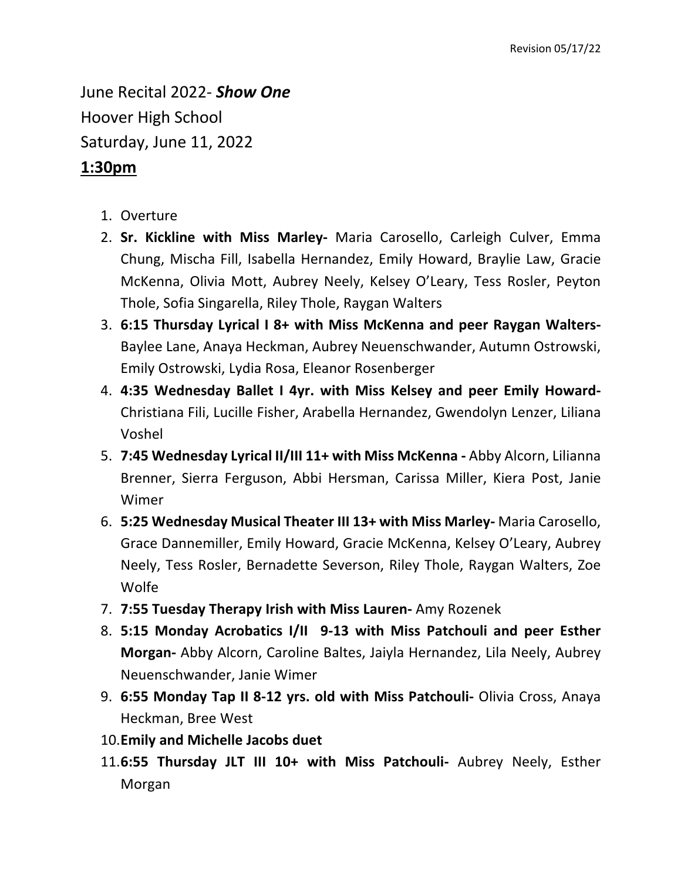Revision 05/17/22

June Recital 2022- ***Show One***
Hoover High School
Saturday, June 11, 2022
**<u>1:30pm</u>**

1. Overture
2. **Sr. Kickline with Miss Marley-** Maria Carosello, Carleigh Culver, Emma Chung, Mischa Fill, Isabella Hernandez, Emily Howard, Braylie Law, Gracie McKenna, Olivia Mott, Aubrey Neely, Kelsey O'Leary, Tess Rosler, Peyton Thole, Sofia Singarella, Riley Thole, Raygan Walters
3. **6:15 Thursday Lyrical I 8+ with Miss McKenna and peer Raygan Walters-** Baylee Lane, Anaya Heckman, Aubrey Neuenschwander, Autumn Ostrowski, Emily Ostrowski, Lydia Rosa, Eleanor Rosenberger
4. **4:35 Wednesday Ballet I 4yr. with Miss Kelsey and peer Emily Howard-** Christiana Fili, Lucille Fisher, Arabella Hernandez, Gwendolyn Lenzer, Liliana Voshel
5. **7:45 Wednesday Lyrical II/III 11+ with Miss McKenna -** Abby Alcorn, Lilianna Brenner, Sierra Ferguson, Abbi Hersman, Carissa Miller, Kiera Post, Janie Wimer
6. **5:25 Wednesday Musical Theater III 13+ with Miss Marley-** Maria Carosello, Grace Dannemiller, Emily Howard, Gracie McKenna, Kelsey O'Leary, Aubrey Neely, Tess Rosler, Bernadette Severson, Riley Thole, Raygan Walters, Zoe Wolfe
7. **7:55 Tuesday Therapy Irish with Miss Lauren-** Amy Rozenek
8. **5:15 Monday Acrobatics I/II 9-13 with Miss Patchouli and peer Esther Morgan-** Abby Alcorn, Caroline Baltes, Jaiyla Hernandez, Lila Neely, Aubrey Neuenschwander, Janie Wimer
9. **6:55 Monday Tap II 8-12 yrs. old with Miss Patchouli-** Olivia Cross, Anaya Heckman, Bree West
10. **Emily and Michelle Jacobs duet**
11. **6:55 Thursday JLT III 10+ with Miss Patchouli-** Aubrey Neely, Esther Morgan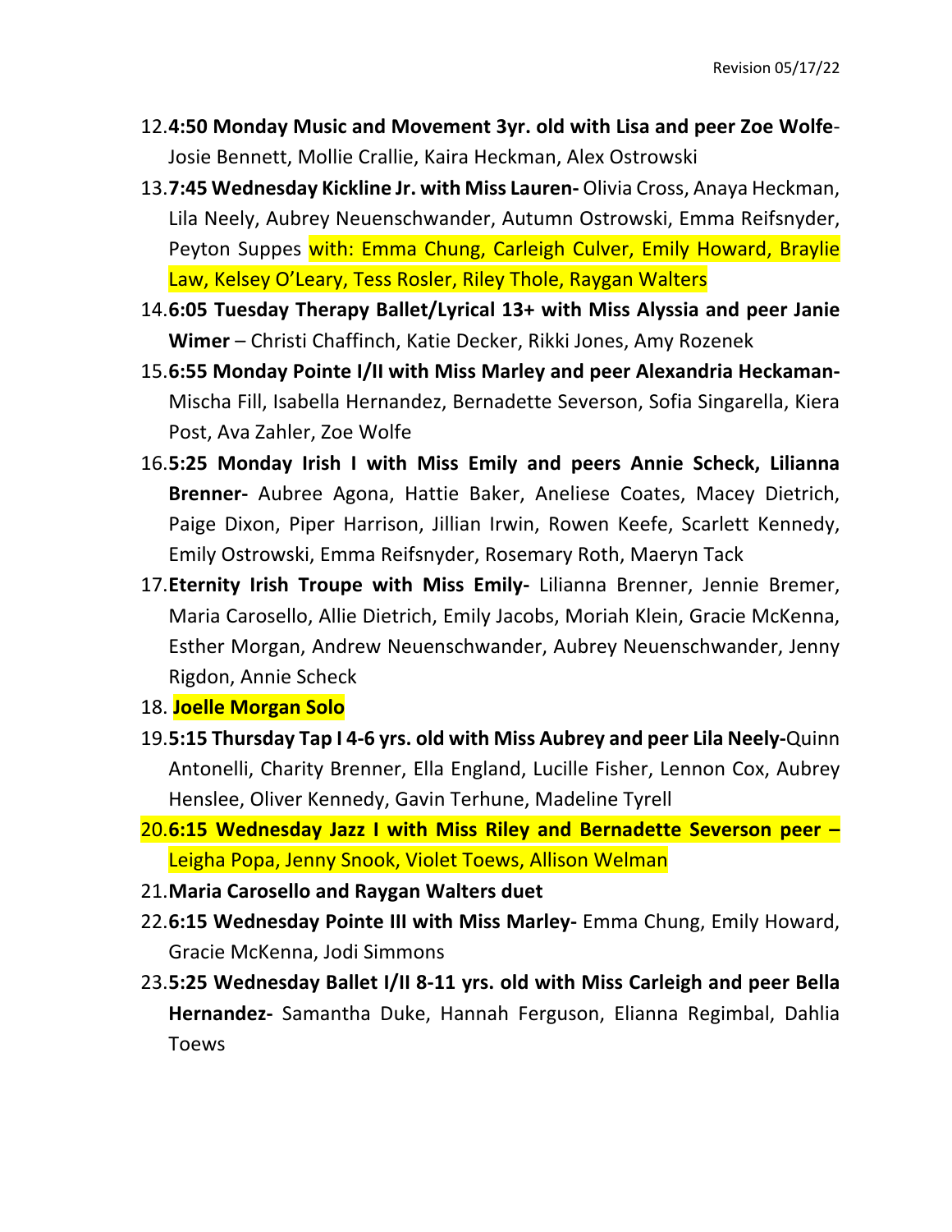12. **4:50 Monday Music and Movement 3yr. old with Lisa and peer Zoe Wolfe**-Josie Bennett, Mollie Crallie, Kaira Heckman, Alex Ostrowski
13. **7:45 Wednesday Kickline Jr. with Miss Lauren-** Olivia Cross, Anaya Heckman, Lila Neely, Aubrey Neuenschwander, Autumn Ostrowski, Emma Reifsnyder, Peyton Suppes with: Emma Chung, Carleigh Culver, Emily Howard, Braylie Law, Kelsey O'Leary, Tess Rosler, Riley Thole, Raygan Walters
14. **6:05 Tuesday Therapy Ballet/Lyrical 13+ with Miss Alyssia and peer Janie Wimer** – Christi Chaffinch, Katie Decker, Rikki Jones, Amy Rozenek
15. **6:55 Monday Pointe I/II with Miss Marley and peer Alexandria Heckaman-** Mischa Fill, Isabella Hernandez, Bernadette Severson, Sofia Singarella, Kiera Post, Ava Zahler, Zoe Wolfe
16. **5:25 Monday Irish I with Miss Emily and peers Annie Scheck, Lilianna Brenner-** Aubree Agona, Hattie Baker, Aneliese Coates, Macey Dietrich, Paige Dixon, Piper Harrison, Jillian Irwin, Rowen Keefe, Scarlett Kennedy, Emily Ostrowski, Emma Reifsnyder, Rosemary Roth, Maeryn Tack
17. **Eternity Irish Troupe with Miss Emily-** Lilianna Brenner, Jennie Bremer, Maria Carosello, Allie Dietrich, Emily Jacobs, Moriah Klein, Gracie McKenna, Esther Morgan, Andrew Neuenschwander, Aubrey Neuenschwander, Jenny Rigdon, Annie Scheck
18. **Joelle Morgan Solo**
19. **5:15 Thursday Tap I 4-6 yrs. old with Miss Aubrey and peer Lila Neely-**Quinn Antonelli, Charity Brenner, Ella England, Lucille Fisher, Lennon Cox, Aubrey Henslee, Oliver Kennedy, Gavin Terhune, Madeline Tyrell
20. **6:15 Wednesday Jazz I with Miss Riley and Bernadette Severson peer –** Leigha Popa, Jenny Snook, Violet Toews, Allison Welman
21. **Maria Carosello and Raygan Walters duet**
22. **6:15 Wednesday Pointe III with Miss Marley-** Emma Chung, Emily Howard, Gracie McKenna, Jodi Simmons
23. **5:25 Wednesday Ballet I/II 8-11 yrs. old with Miss Carleigh and peer Bella Hernandez-** Samantha Duke, Hannah Ferguson, Elianna Regimbal, Dahlia Toews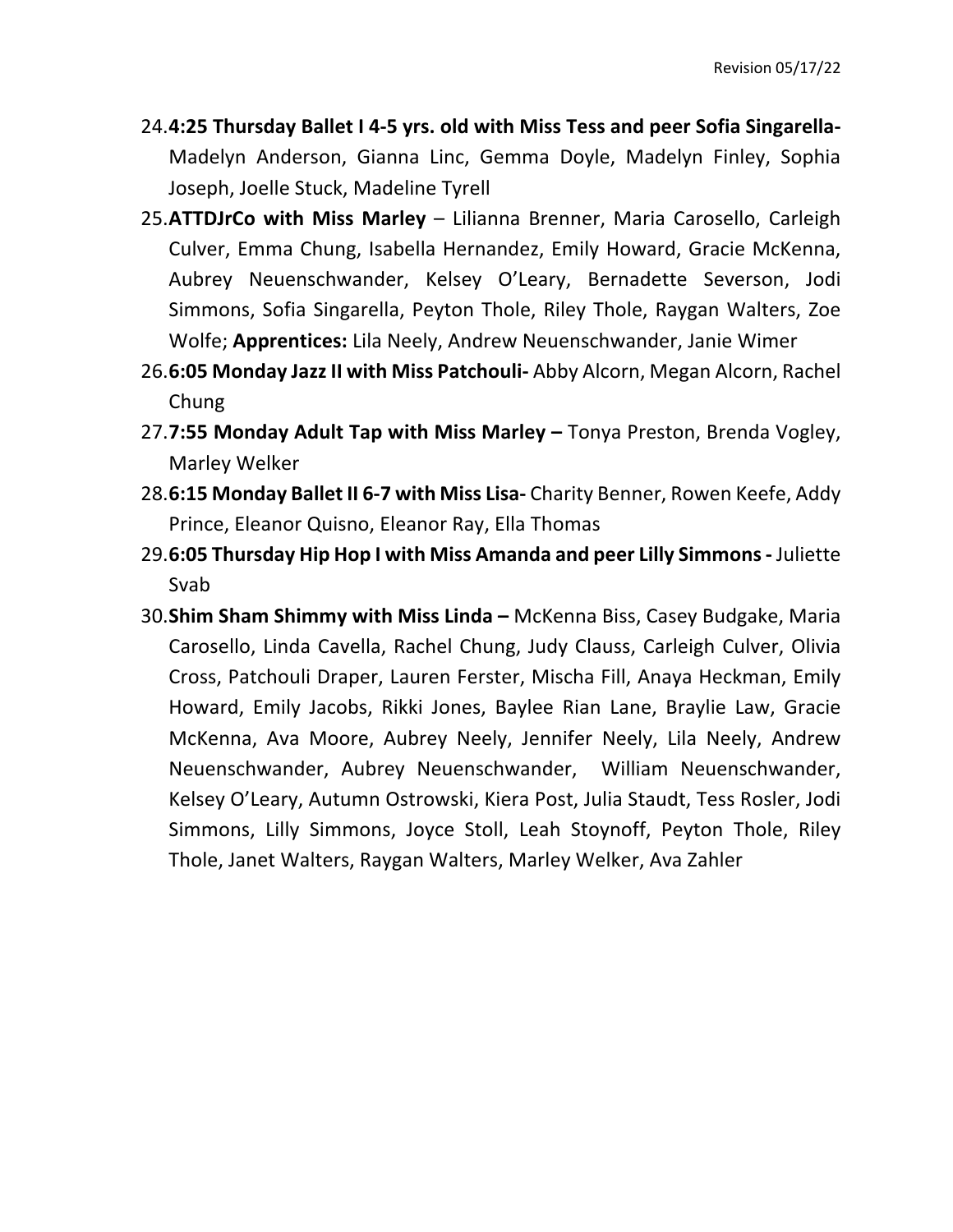24. **4:25 Thursday Ballet I 4-5 yrs. old with Miss Tess and peer Sofia Singarella-** Madelyn Anderson, Gianna Linc, Gemma Doyle, Madelyn Finley, Sophia Joseph, Joelle Stuck, Madeline Tyrell
25. **ATTDJrCo with Miss Marley** – Lilianna Brenner, Maria Carosello, Carleigh Culver, Emma Chung, Isabella Hernandez, Emily Howard, Gracie McKenna, Aubrey Neuenschwander, Kelsey O'Leary, Bernadette Severson, Jodi Simmons, Sofia Singarella, Peyton Thole, Riley Thole, Raygan Walters, Zoe Wolfe; **Apprentices:** Lila Neely, Andrew Neuenschwander, Janie Wimer
26. **6:05 Monday Jazz II with Miss Patchouli-** Abby Alcorn, Megan Alcorn, Rachel Chung
27. **7:55 Monday Adult Tap with Miss Marley –** Tonya Preston, Brenda Vogley, Marley Welker
28. **6:15 Monday Ballet II 6-7 with Miss Lisa-** Charity Benner, Rowen Keefe, Addy Prince, Eleanor Quisno, Eleanor Ray, Ella Thomas
29. **6:05 Thursday Hip Hop I with Miss Amanda and peer Lilly Simmons -** Juliette Svab
30. **Shim Sham Shimmy with Miss Linda –** McKenna Biss, Casey Budgake, Maria Carosello, Linda Cavella, Rachel Chung, Judy Clauss, Carleigh Culver, Olivia Cross, Patchouli Draper, Lauren Ferster, Mischa Fill, Anaya Heckman, Emily Howard, Emily Jacobs, Rikki Jones, Baylee Rian Lane, Braylie Law, Gracie McKenna, Ava Moore, Aubrey Neely, Jennifer Neely, Lila Neely, Andrew Neuenschwander, Aubrey Neuenschwander, William Neuenschwander, Kelsey O'Leary, Autumn Ostrowski, Kiera Post, Julia Staudt, Tess Rosler, Jodi Simmons, Lilly Simmons, Joyce Stoll, Leah Stoynoff, Peyton Thole, Riley Thole, Janet Walters, Raygan Walters, Marley Welker, Ava Zahler